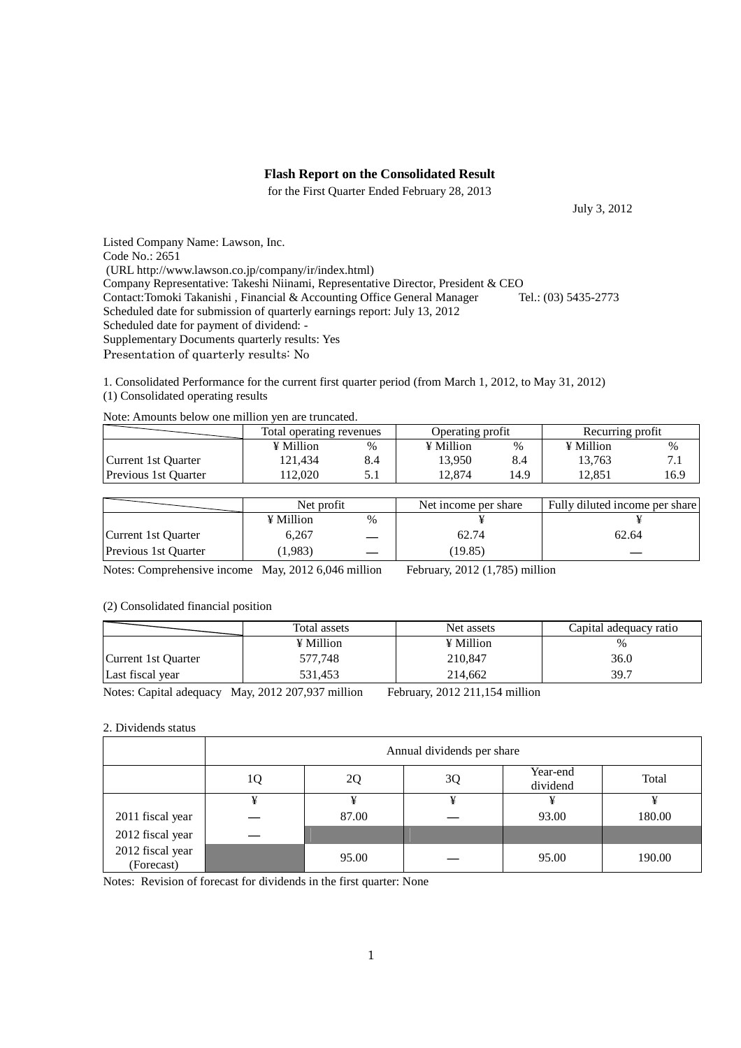# Flash Report on the Consolidated Result

for the First Quarter Ended February 28, 2013

July 3, 2012

Listed Company Name: Lawson, Inc.
Code No.: 2651
(URL http://www.lawson.co.jp/company/ir/index.html)
Company Representative: Takeshi Niinami, Representative Director, President & CEO
Contact:Tomoki Takanishi , Financial & Accounting Office General Manager Tel.: (03) 5435-2773
Scheduled date for submission of quarterly earnings report: July 13, 2012
Scheduled date for payment of dividend: -
Supplementary Documents quarterly results: Yes
Presentation of quarterly results: No

1. Consolidated Performance for the current first quarter period (from March 1, 2012, to May 31, 2012)
(1) Consolidated operating results

Note: Amounts below one million yen are truncated.

| | Total operating revenues | | Operating profit | | Recurring profit | |
|---|---|---|---|---|---|---|
| | ¥ Million | % | ¥ Million | % | ¥ Million | % |
| Current 1st Quarter | 121,434 | 8.4 | 13,950 | 8.4 | 13,763 | 7.1 |
| Previous 1st Quarter | 112,020 | 5.1 | 12,874 | 14.9 | 12,851 | 16.9 |

| | Net profit | | Net income per share | Fully diluted income per share |
|---|---|---|---|---|
| | ¥ Million | % | ¥ | ¥ |
| Current 1st Quarter | 6,267 | — | 62.74 | 62.64 |
| Previous 1st Quarter | (1,983) | — | (19.85) | — |

Notes: Comprehensive income May, 2012 6,046 million February, 2012 (1,785) million

(2) Consolidated financial position

| | Total assets | Net assets | Capital adequacy ratio |
|---|---|---|---|
| | ¥ Million | ¥ Million | % |
| Current 1st Quarter | 577,748 | 210,847 | 36.0 |
| Last fiscal year | 531,453 | 214,662 | 39.7 |

Notes: Capital adequacy May, 2012 207,937 million February, 2012 211,154 million

2. Dividends status

| | Annual dividends per share | | | | |
|---|---|---|---|---|---|
| | 1Q | 2Q | 3Q | Year-end dividend | Total |
| | ¥ | ¥ | ¥ | ¥ | ¥ |
| 2011 fiscal year | — | 87.00 | — | 93.00 | 180.00 |
| 2012 fiscal year | — | | | | |
| 2012 fiscal year (Forecast) | | 95.00 | — | 95.00 | 190.00 |

Notes: Revision of forecast for dividends in the first quarter: None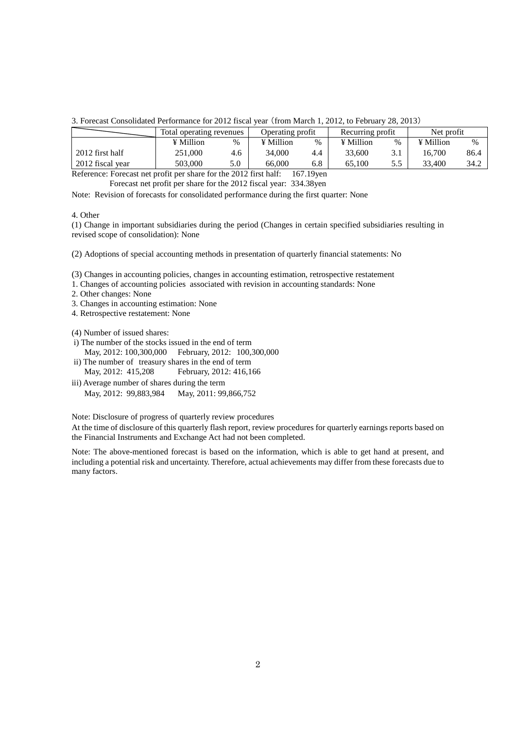3. Forecast Consolidated Performance for 2012 fiscal year（from March 1, 2012, to February 28, 2013）

| | Total operating revenues | | Operating profit | | Recurring profit | | Net profit | |
|---|---|---|---|---|---|---|---|---|
| | ¥ Million | % | ¥ Million | % | ¥ Million | % | ¥ Million | % |
| 2012 first half | 251,000 | 4.6 | 34,000 | 4.4 | 33,600 | 3.1 | 16,700 | 86.4 |
| 2012 fiscal year | 503,000 | 5.0 | 66,000 | 6.8 | 65,100 | 5.5 | 33,400 | 34.2 |

Reference: Forecast net profit per share for the 2012 first half: 167.19yen

Forecast net profit per share for the 2012 fiscal year: 334.38yen

Note: Revision of forecasts for consolidated performance during the first quarter: None

4. Other

(1) Change in important subsidiaries during the period (Changes in certain specified subsidiaries resulting in revised scope of consolidation): None

(2) Adoptions of special accounting methods in presentation of quarterly financial statements: No

(3) Changes in accounting policies, changes in accounting estimation, retrospective restatement

1. Changes of accounting policies associated with revision in accounting standards: None
2. Other changes: None
3. Changes in accounting estimation: None
4. Retrospective restatement: None

(4) Number of issued shares:

i) The number of the stocks issued in the end of term

May, 2012: 100,300,000 February, 2012: 100,300,000

ii) The number of treasury shares in the end of term

May, 2012: 415,208 February, 2012: 416,166

iii) Average number of shares during the term

May, 2012: 99,883,984 May, 2011: 99,866,752

Note: Disclosure of progress of quarterly review procedures

At the time of disclosure of this quarterly flash report, review procedures for quarterly earnings reports based on the Financial Instruments and Exchange Act had not been completed.

Note: The above-mentioned forecast is based on the information, which is able to get hand at present, and including a potential risk and uncertainty. Therefore, actual achievements may differ from these forecasts due to many factors.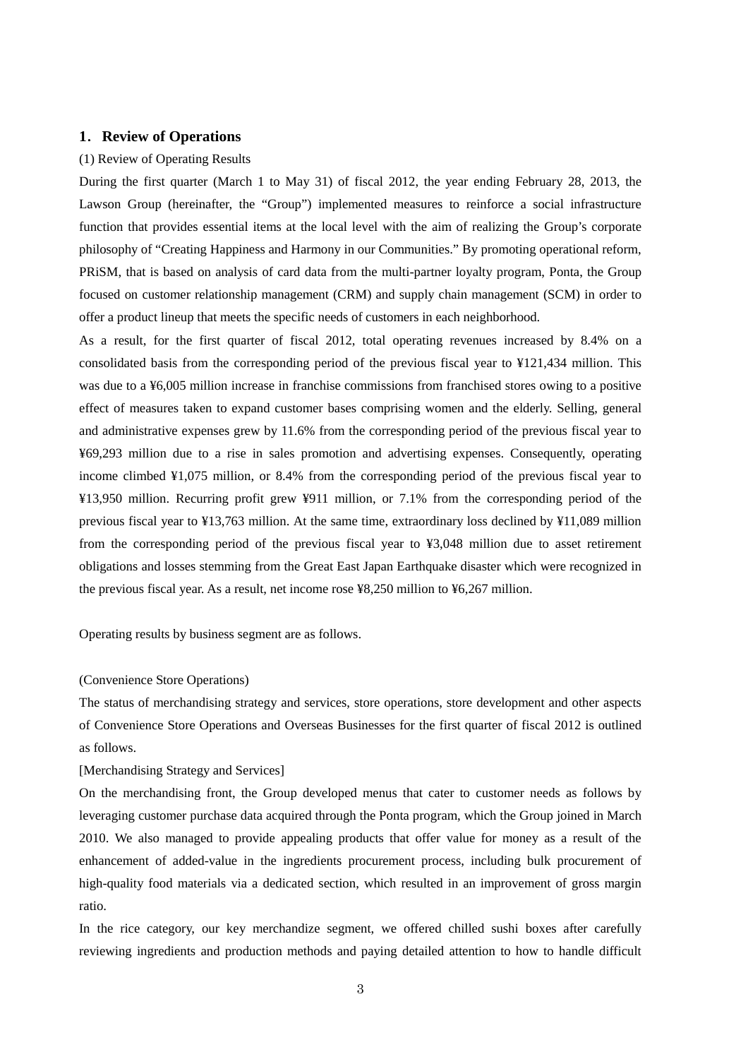## 1. Review of Operations

(1) Review of Operating Results

During the first quarter (March 1 to May 31) of fiscal 2012, the year ending February 28, 2013, the Lawson Group (hereinafter, the "Group") implemented measures to reinforce a social infrastructure function that provides essential items at the local level with the aim of realizing the Group's corporate philosophy of "Creating Happiness and Harmony in our Communities." By promoting operational reform, PRiSM, that is based on analysis of card data from the multi-partner loyalty program, Ponta, the Group focused on customer relationship management (CRM) and supply chain management (SCM) in order to offer a product lineup that meets the specific needs of customers in each neighborhood.

As a result, for the first quarter of fiscal 2012, total operating revenues increased by 8.4% on a consolidated basis from the corresponding period of the previous fiscal year to ¥121,434 million. This was due to a ¥6,005 million increase in franchise commissions from franchised stores owing to a positive effect of measures taken to expand customer bases comprising women and the elderly. Selling, general and administrative expenses grew by 11.6% from the corresponding period of the previous fiscal year to ¥69,293 million due to a rise in sales promotion and advertising expenses. Consequently, operating income climbed ¥1,075 million, or 8.4% from the corresponding period of the previous fiscal year to ¥13,950 million. Recurring profit grew ¥911 million, or 7.1% from the corresponding period of the previous fiscal year to ¥13,763 million. At the same time, extraordinary loss declined by ¥11,089 million from the corresponding period of the previous fiscal year to ¥3,048 million due to asset retirement obligations and losses stemming from the Great East Japan Earthquake disaster which were recognized in the previous fiscal year. As a result, net income rose ¥8,250 million to ¥6,267 million.

Operating results by business segment are as follows.

(Convenience Store Operations)

The status of merchandising strategy and services, store operations, store development and other aspects of Convenience Store Operations and Overseas Businesses for the first quarter of fiscal 2012 is outlined as follows.

[Merchandising Strategy and Services]

On the merchandising front, the Group developed menus that cater to customer needs as follows by leveraging customer purchase data acquired through the Ponta program, which the Group joined in March 2010. We also managed to provide appealing products that offer value for money as a result of the enhancement of added-value in the ingredients procurement process, including bulk procurement of high-quality food materials via a dedicated section, which resulted in an improvement of gross margin ratio.

In the rice category, our key merchandize segment, we offered chilled sushi boxes after carefully reviewing ingredients and production methods and paying detailed attention to how to handle difficult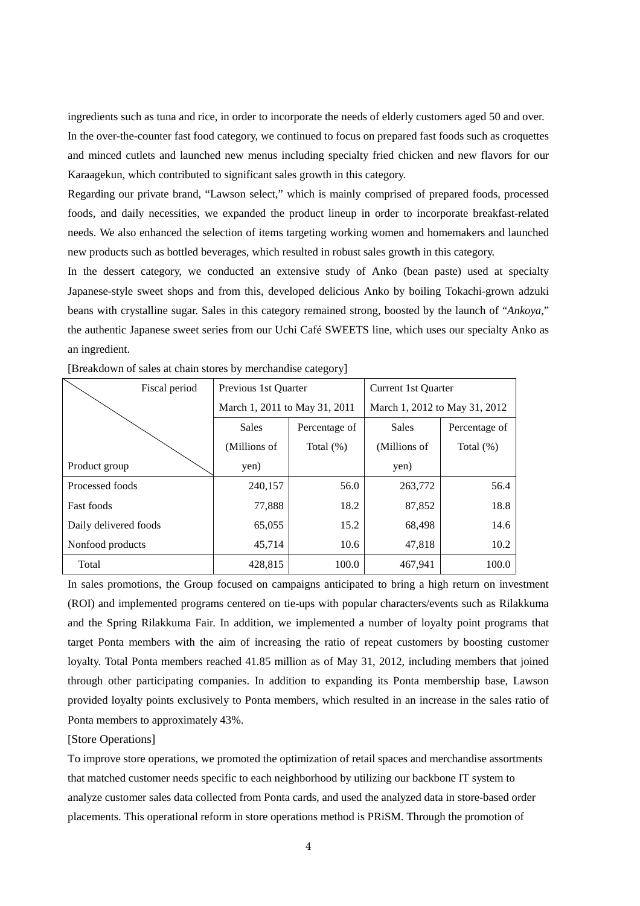ingredients such as tuna and rice, in order to incorporate the needs of elderly customers aged 50 and over. In the over-the-counter fast food category, we continued to focus on prepared fast foods such as croquettes and minced cutlets and launched new menus including specialty fried chicken and new flavors for our Karaagekun, which contributed to significant sales growth in this category.

Regarding our private brand, "Lawson select," which is mainly comprised of prepared foods, processed foods, and daily necessities, we expanded the product lineup in order to incorporate breakfast-related needs. We also enhanced the selection of items targeting working women and homemakers and launched new products such as bottled beverages, which resulted in robust sales growth in this category.

In the dessert category, we conducted an extensive study of Anko (bean paste) used at specialty Japanese-style sweet shops and from this, developed delicious Anko by boiling Tokachi-grown adzuki beans with crystalline sugar. Sales in this category remained strong, boosted by the launch of "*Ankoya*," the authentic Japanese sweet series from our Uchi Café SWEETS line, which uses our specialty Anko as an ingredient.

[Breakdown of sales at chain stores by merchandise category]

| Fiscal period / Product group | Previous 1st Quarter March 1, 2011 to May 31, 2011 | | Current 1st Quarter March 1, 2012 to May 31, 2012 | |
|---|---|---|---|---|
| | Sales (Millions of yen) | Percentage of Total (%) | Sales (Millions of yen) | Percentage of Total (%) |
| Processed foods | 240,157 | 56.0 | 263,772 | 56.4 |
| Fast foods | 77,888 | 18.2 | 87,852 | 18.8 |
| Daily delivered foods | 65,055 | 15.2 | 68,498 | 14.6 |
| Nonfood products | 45,714 | 10.6 | 47,818 | 10.2 |
| Total | 428,815 | 100.0 | 467,941 | 100.0 |

In sales promotions, the Group focused on campaigns anticipated to bring a high return on investment (ROI) and implemented programs centered on tie-ups with popular characters/events such as Rilakkuma and the Spring Rilakkuma Fair. In addition, we implemented a number of loyalty point programs that target Ponta members with the aim of increasing the ratio of repeat customers by boosting customer loyalty. Total Ponta members reached 41.85 million as of May 31, 2012, including members that joined through other participating companies. In addition to expanding its Ponta membership base, Lawson provided loyalty points exclusively to Ponta members, which resulted in an increase in the sales ratio of Ponta members to approximately 43%.

[Store Operations]

To improve store operations, we promoted the optimization of retail spaces and merchandise assortments that matched customer needs specific to each neighborhood by utilizing our backbone IT system to analyze customer sales data collected from Ponta cards, and used the analyzed data in store-based order placements. This operational reform in store operations method is PRiSM. Through the promotion of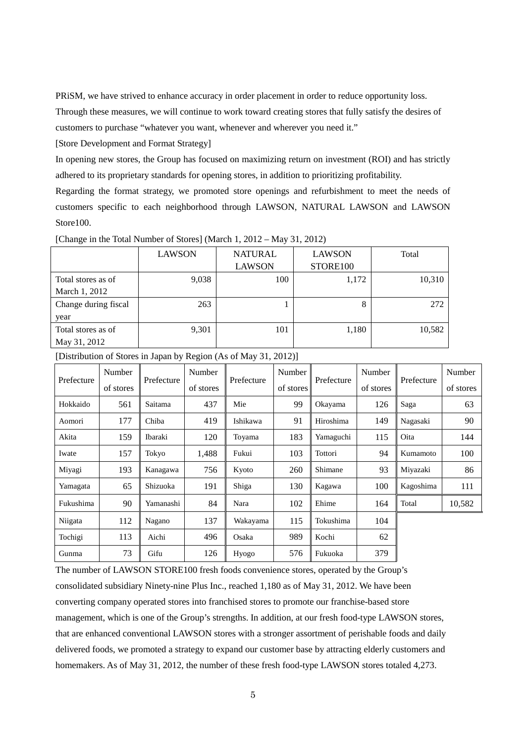PRiSM, we have strived to enhance accuracy in order placement in order to reduce opportunity loss. Through these measures, we will continue to work toward creating stores that fully satisfy the desires of customers to purchase "whatever you want, whenever and wherever you need it."

[Store Development and Format Strategy]

In opening new stores, the Group has focused on maximizing return on investment (ROI) and has strictly adhered to its proprietary standards for opening stores, in addition to prioritizing profitability.

Regarding the format strategy, we promoted store openings and refurbishment to meet the needs of customers specific to each neighborhood through LAWSON, NATURAL LAWSON and LAWSON Store100.

[Change in the Total Number of Stores] (March 1, 2012 – May 31, 2012)

| | LAWSON | NATURAL LAWSON | LAWSON STORE100 | Total |
|---|---|---|---|---|
| Total stores as of March 1, 2012 | 9,038 | 100 | 1,172 | 10,310 |
| Change during fiscal year | 263 | 1 | 8 | 272 |
| Total stores as of May 31, 2012 | 9,301 | 101 | 1,180 | 10,582 |

[Distribution of Stores in Japan by Region (As of May 31, 2012)]

| Prefecture | Number of stores | Prefecture | Number of stores | Prefecture | Number of stores | Prefecture | Number of stores | Prefecture | Number of stores |
|---|---|---|---|---|---|---|---|---|---|
| Hokkaido | 561 | Saitama | 437 | Mie | 99 | Okayama | 126 | Saga | 63 |
| Aomori | 177 | Chiba | 419 | Ishikawa | 91 | Hiroshima | 149 | Nagasaki | 90 |
| Akita | 159 | Ibaraki | 120 | Toyama | 183 | Yamaguchi | 115 | Oita | 144 |
| Iwate | 157 | Tokyo | 1,488 | Fukui | 103 | Tottori | 94 | Kumamoto | 100 |
| Miyagi | 193 | Kanagawa | 756 | Kyoto | 260 | Shimane | 93 | Miyazaki | 86 |
| Yamagata | 65 | Shizuoka | 191 | Shiga | 130 | Kagawa | 100 | Kagoshima | 111 |
| Fukushima | 90 | Yamanashi | 84 | Nara | 102 | Ehime | 164 | Total | 10,582 |
| Niigata | 112 | Nagano | 137 | Wakayama | 115 | Tokushima | 104 | | |
| Tochigi | 113 | Aichi | 496 | Osaka | 989 | Kochi | 62 | | |
| Gunma | 73 | Gifu | 126 | Hyogo | 576 | Fukuoka | 379 | | |

The number of LAWSON STORE100 fresh foods convenience stores, operated by the Group's consolidated subsidiary Ninety-nine Plus Inc., reached 1,180 as of May 31, 2012. We have been converting company operated stores into franchised stores to promote our franchise-based store management, which is one of the Group's strengths. In addition, at our fresh food-type LAWSON stores, that are enhanced conventional LAWSON stores with a stronger assortment of perishable foods and daily delivered foods, we promoted a strategy to expand our customer base by attracting elderly customers and homemakers. As of May 31, 2012, the number of these fresh food-type LAWSON stores totaled 4,273.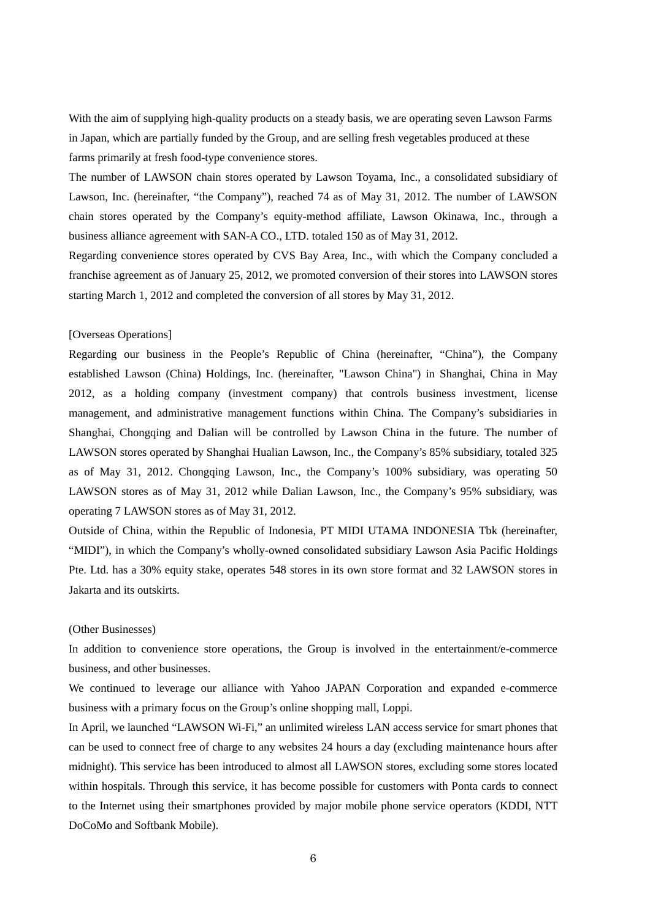With the aim of supplying high-quality products on a steady basis, we are operating seven Lawson Farms in Japan, which are partially funded by the Group, and are selling fresh vegetables produced at these farms primarily at fresh food-type convenience stores.

The number of LAWSON chain stores operated by Lawson Toyama, Inc., a consolidated subsidiary of Lawson, Inc. (hereinafter, "the Company"), reached 74 as of May 31, 2012. The number of LAWSON chain stores operated by the Company's equity-method affiliate, Lawson Okinawa, Inc., through a business alliance agreement with SAN-A CO., LTD. totaled 150 as of May 31, 2012.

Regarding convenience stores operated by CVS Bay Area, Inc., with which the Company concluded a franchise agreement as of January 25, 2012, we promoted conversion of their stores into LAWSON stores starting March 1, 2012 and completed the conversion of all stores by May 31, 2012.

[Overseas Operations]

Regarding our business in the People's Republic of China (hereinafter, "China"), the Company established Lawson (China) Holdings, Inc. (hereinafter, "Lawson China") in Shanghai, China in May 2012, as a holding company (investment company) that controls business investment, license management, and administrative management functions within China. The Company's subsidiaries in Shanghai, Chongqing and Dalian will be controlled by Lawson China in the future. The number of LAWSON stores operated by Shanghai Hualian Lawson, Inc., the Company's 85% subsidiary, totaled 325 as of May 31, 2012. Chongqing Lawson, Inc., the Company's 100% subsidiary, was operating 50 LAWSON stores as of May 31, 2012 while Dalian Lawson, Inc., the Company's 95% subsidiary, was operating 7 LAWSON stores as of May 31, 2012.

Outside of China, within the Republic of Indonesia, PT MIDI UTAMA INDONESIA Tbk (hereinafter, "MIDI"), in which the Company's wholly-owned consolidated subsidiary Lawson Asia Pacific Holdings Pte. Ltd. has a 30% equity stake, operates 548 stores in its own store format and 32 LAWSON stores in Jakarta and its outskirts.

(Other Businesses)

In addition to convenience store operations, the Group is involved in the entertainment/e-commerce business, and other businesses.

We continued to leverage our alliance with Yahoo JAPAN Corporation and expanded e-commerce business with a primary focus on the Group's online shopping mall, Loppi.

In April, we launched "LAWSON Wi-Fi," an unlimited wireless LAN access service for smart phones that can be used to connect free of charge to any websites 24 hours a day (excluding maintenance hours after midnight). This service has been introduced to almost all LAWSON stores, excluding some stores located within hospitals. Through this service, it has become possible for customers with Ponta cards to connect to the Internet using their smartphones provided by major mobile phone service operators (KDDI, NTT DoCoMo and Softbank Mobile).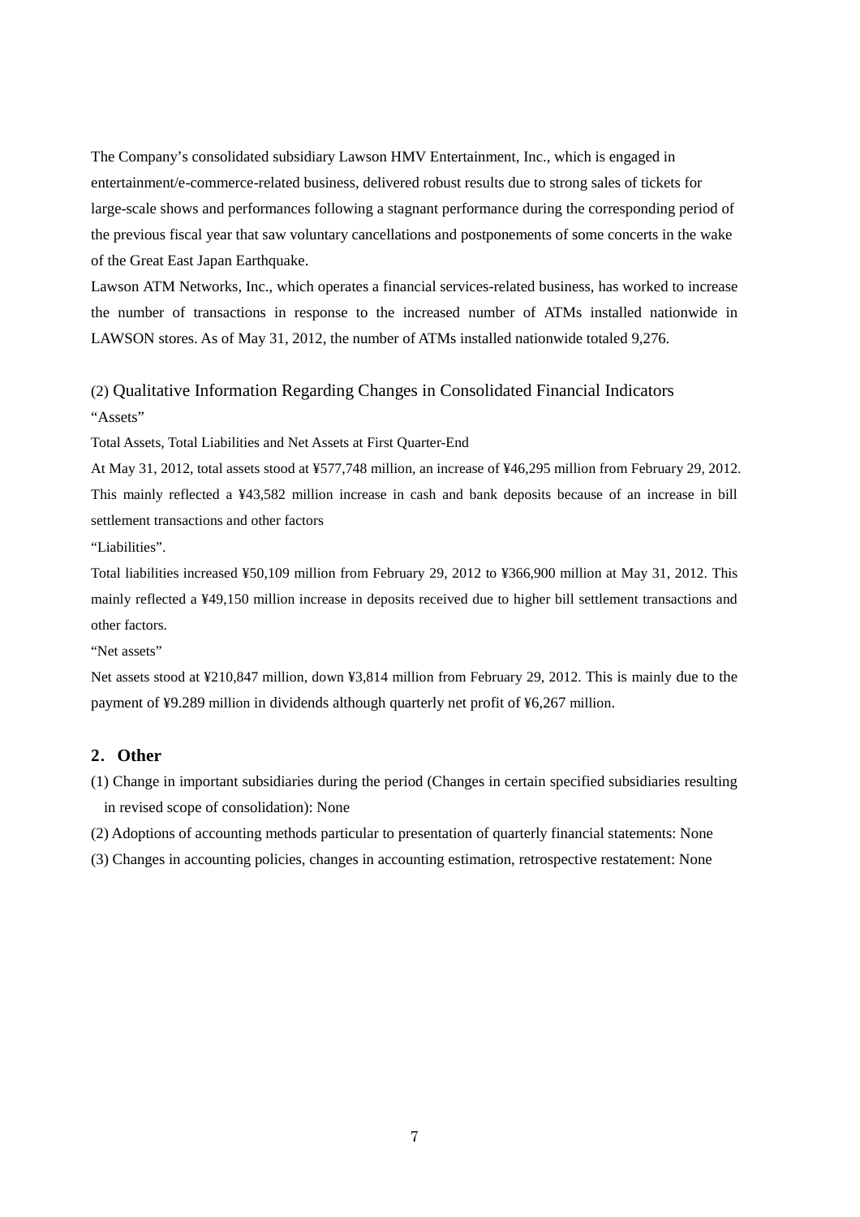The Company's consolidated subsidiary Lawson HMV Entertainment, Inc., which is engaged in entertainment/e-commerce-related business, delivered robust results due to strong sales of tickets for large-scale shows and performances following a stagnant performance during the corresponding period of the previous fiscal year that saw voluntary cancellations and postponements of some concerts in the wake of the Great East Japan Earthquake.

Lawson ATM Networks, Inc., which operates a financial services-related business, has worked to increase the number of transactions in response to the increased number of ATMs installed nationwide in LAWSON stores. As of May 31, 2012, the number of ATMs installed nationwide totaled 9,276.

### (2) Qualitative Information Regarding Changes in Consolidated Financial Indicators

"Assets"

Total Assets, Total Liabilities and Net Assets at First Quarter-End

At May 31, 2012, total assets stood at ¥577,748 million, an increase of ¥46,295 million from February 29, 2012. This mainly reflected a ¥43,582 million increase in cash and bank deposits because of an increase in bill settlement transactions and other factors

"Liabilities".

Total liabilities increased ¥50,109 million from February 29, 2012 to ¥366,900 million at May 31, 2012. This mainly reflected a ¥49,150 million increase in deposits received due to higher bill settlement transactions and other factors.

"Net assets"

Net assets stood at ¥210,847 million, down ¥3,814 million from February 29, 2012. This is mainly due to the payment of ¥9.289 million in dividends although quarterly net profit of ¥6,267 million.

## 2. Other

(1) Change in important subsidiaries during the period (Changes in certain specified subsidiaries resulting in revised scope of consolidation): None

(2) Adoptions of accounting methods particular to presentation of quarterly financial statements: None

(3) Changes in accounting policies, changes in accounting estimation, retrospective restatement: None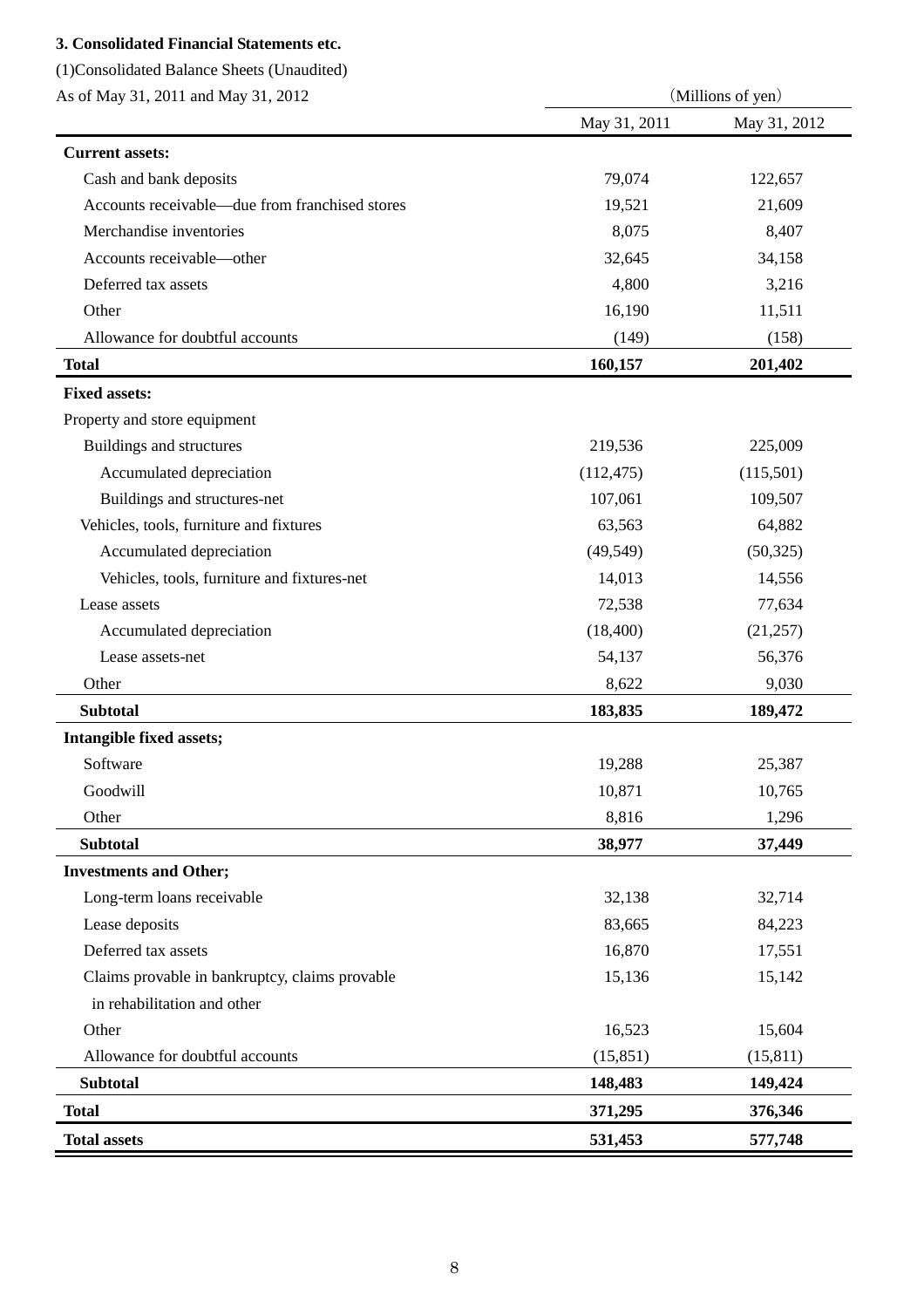### 3. Consolidated Financial Statements etc.

(1)Consolidated Balance Sheets (Unaudited)

As of May 31, 2011 and May 31, 2012

| | (Millions of yen) | |
|---|---|---|
| | May 31, 2011 | May 31, 2012 |
| **Current assets:** | | |
| Cash and bank deposits | 79,074 | 122,657 |
| Accounts receivable—due from franchised stores | 19,521 | 21,609 |
| Merchandise inventories | 8,075 | 8,407 |
| Accounts receivable—other | 32,645 | 34,158 |
| Deferred tax assets | 4,800 | 3,216 |
| Other | 16,190 | 11,511 |
| Allowance for doubtful accounts | (149) | (158) |
| **Total** | **160,157** | **201,402** |
| **Fixed assets:** | | |
| Property and store equipment | | |
| Buildings and structures | 219,536 | 225,009 |
| Accumulated depreciation | (112,475) | (115,501) |
| Buildings and structures-net | 107,061 | 109,507 |
| Vehicles, tools, furniture and fixtures | 63,563 | 64,882 |
| Accumulated depreciation | (49,549) | (50,325) |
| Vehicles, tools, furniture and fixtures-net | 14,013 | 14,556 |
| Lease assets | 72,538 | 77,634 |
| Accumulated depreciation | (18,400) | (21,257) |
| Lease assets-net | 54,137 | 56,376 |
| Other | 8,622 | 9,030 |
| **Subtotal** | **183,835** | **189,472** |
| **Intangible fixed assets;** | | |
| Software | 19,288 | 25,387 |
| Goodwill | 10,871 | 10,765 |
| Other | 8,816 | 1,296 |
| **Subtotal** | **38,977** | **37,449** |
| **Investments and Other;** | | |
| Long-term loans receivable | 32,138 | 32,714 |
| Lease deposits | 83,665 | 84,223 |
| Deferred tax assets | 16,870 | 17,551 |
| Claims provable in bankruptcy, claims provable in rehabilitation and other | 15,136 | 15,142 |
| Other | 16,523 | 15,604 |
| Allowance for doubtful accounts | (15,851) | (15,811) |
| **Subtotal** | **148,483** | **149,424** |
| **Total** | **371,295** | **376,346** |
| **Total assets** | **531,453** | **577,748** |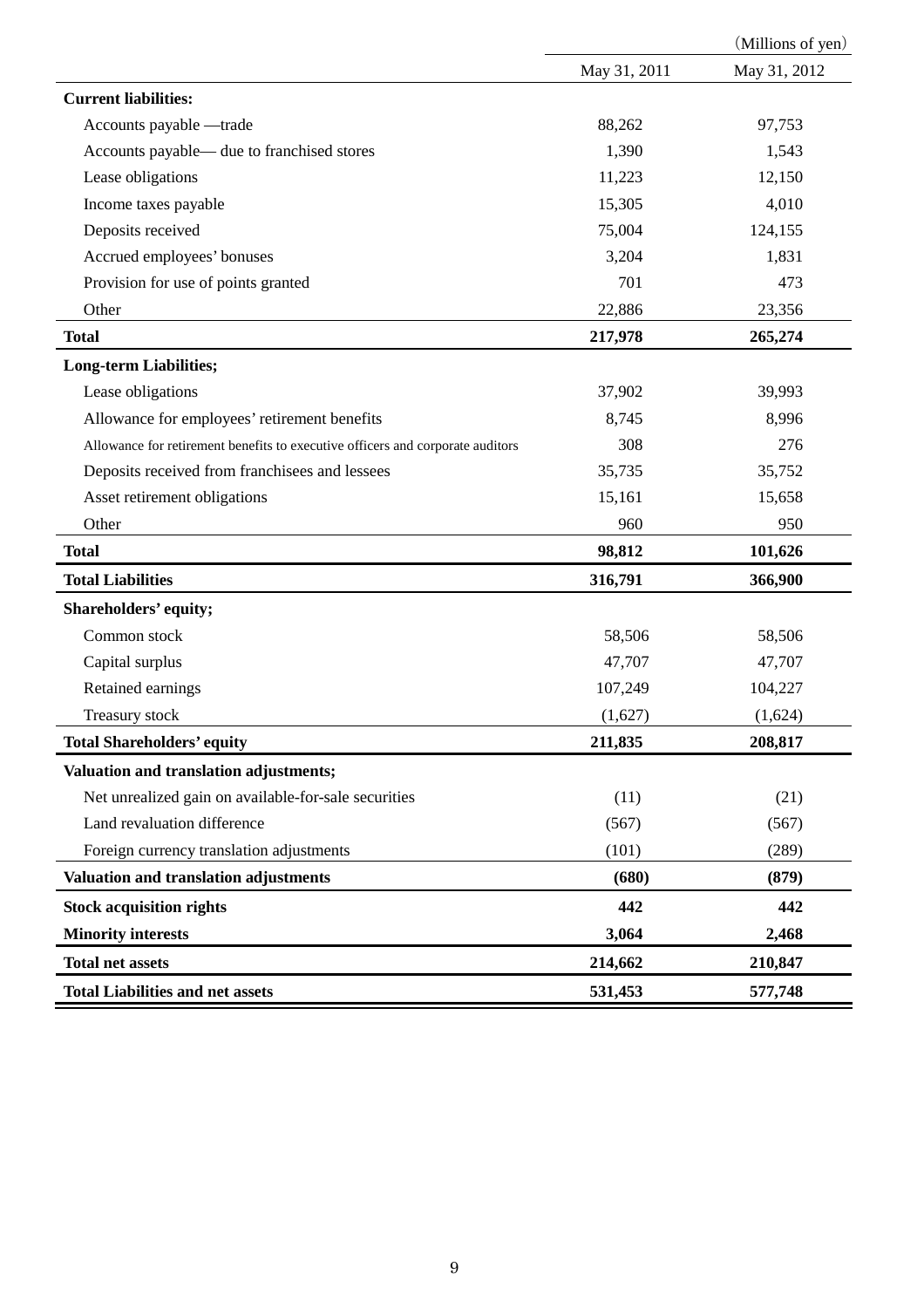(Millions of yen)

| | May 31, 2011 | May 31, 2012 |
|---|---|---|
| **Current liabilities:** | | |
| Accounts payable —trade | 88,262 | 97,753 |
| Accounts payable— due to franchised stores | 1,390 | 1,543 |
| Lease obligations | 11,223 | 12,150 |
| Income taxes payable | 15,305 | 4,010 |
| Deposits received | 75,004 | 124,155 |
| Accrued employees' bonuses | 3,204 | 1,831 |
| Provision for use of points granted | 701 | 473 |
| Other | 22,886 | 23,356 |
| **Total** | **217,978** | **265,274** |
| **Long-term Liabilities;** | | |
| Lease obligations | 37,902 | 39,993 |
| Allowance for employees' retirement benefits | 8,745 | 8,996 |
| Allowance for retirement benefits to executive officers and corporate auditors | 308 | 276 |
| Deposits received from franchisees and lessees | 35,735 | 35,752 |
| Asset retirement obligations | 15,161 | 15,658 |
| Other | 960 | 950 |
| **Total** | **98,812** | **101,626** |
| **Total Liabilities** | **316,791** | **366,900** |
| **Shareholders' equity;** | | |
| Common stock | 58,506 | 58,506 |
| Capital surplus | 47,707 | 47,707 |
| Retained earnings | 107,249 | 104,227 |
| Treasury stock | (1,627) | (1,624) |
| **Total Shareholders' equity** | **211,835** | **208,817** |
| **Valuation and translation adjustments;** | | |
| Net unrealized gain on available-for-sale securities | (11) | (21) |
| Land revaluation difference | (567) | (567) |
| Foreign currency translation adjustments | (101) | (289) |
| **Valuation and translation adjustments** | **(680)** | **(879)** |
| **Stock acquisition rights** | **442** | **442** |
| **Minority interests** | **3,064** | **2,468** |
| **Total net assets** | **214,662** | **210,847** |
| **Total Liabilities and net assets** | **531,453** | **577,748** |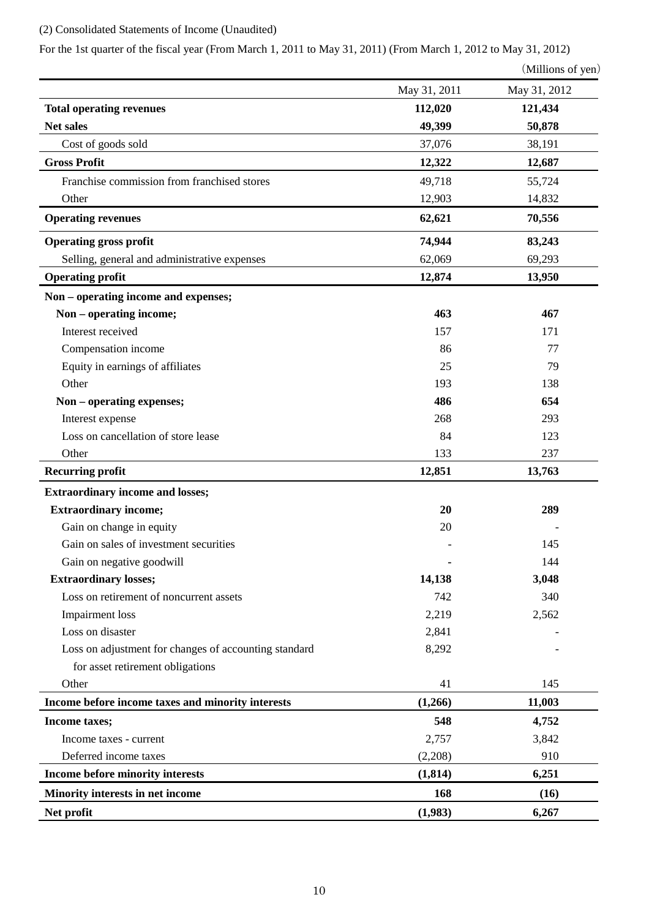(2) Consolidated Statements of Income (Unaudited)

For the 1st quarter of the fiscal year (From March 1, 2011 to May 31, 2011) (From March 1, 2012 to May 31, 2012)

（Millions of yen）

| | May 31, 2011 | May 31, 2012 |
|---|---|---|
| **Total operating revenues** | **112,020** | **121,434** |
| **Net sales** | **49,399** | **50,878** |
| Cost of goods sold | 37,076 | 38,191 |
| **Gross Profit** | **12,322** | **12,687** |
| Franchise commission from franchised stores | 49,718 | 55,724 |
| Other | 12,903 | 14,832 |
| **Operating revenues** | **62,621** | **70,556** |
| **Operating gross profit** | **74,944** | **83,243** |
| Selling, general and administrative expenses | 62,069 | 69,293 |
| **Operating profit** | **12,874** | **13,950** |
| **Non – operating income and expenses;** | | |
| **Non – operating income;** | **463** | **467** |
| Interest received | 157 | 171 |
| Compensation income | 86 | 77 |
| Equity in earnings of affiliates | 25 | 79 |
| Other | 193 | 138 |
| **Non – operating expenses;** | **486** | **654** |
| Interest expense | 268 | 293 |
| Loss on cancellation of store lease | 84 | 123 |
| Other | 133 | 237 |
| **Recurring profit** | **12,851** | **13,763** |
| **Extraordinary income and losses;** | | |
| **Extraordinary income;** | **20** | **289** |
| Gain on change in equity | 20 | - |
| Gain on sales of investment securities | - | 145 |
| Gain on negative goodwill | - | 144 |
| **Extraordinary losses;** | **14,138** | **3,048** |
| Loss on retirement of noncurrent assets | 742 | 340 |
| Impairment loss | 2,219 | 2,562 |
| Loss on disaster | 2,841 | - |
| Loss on adjustment for changes of accounting standard for asset retirement obligations | 8,292 | - |
| Other | 41 | 145 |
| **Income before income taxes and minority interests** | **(1,266)** | **11,003** |
| **Income taxes;** | **548** | **4,752** |
| Income taxes - current | 2,757 | 3,842 |
| Deferred income taxes | (2,208) | 910 |
| **Income before minority interests** | **(1,814)** | **6,251** |
| **Minority interests in net income** | **168** | **(16)** |
| **Net profit** | **(1,983)** | **6,267** |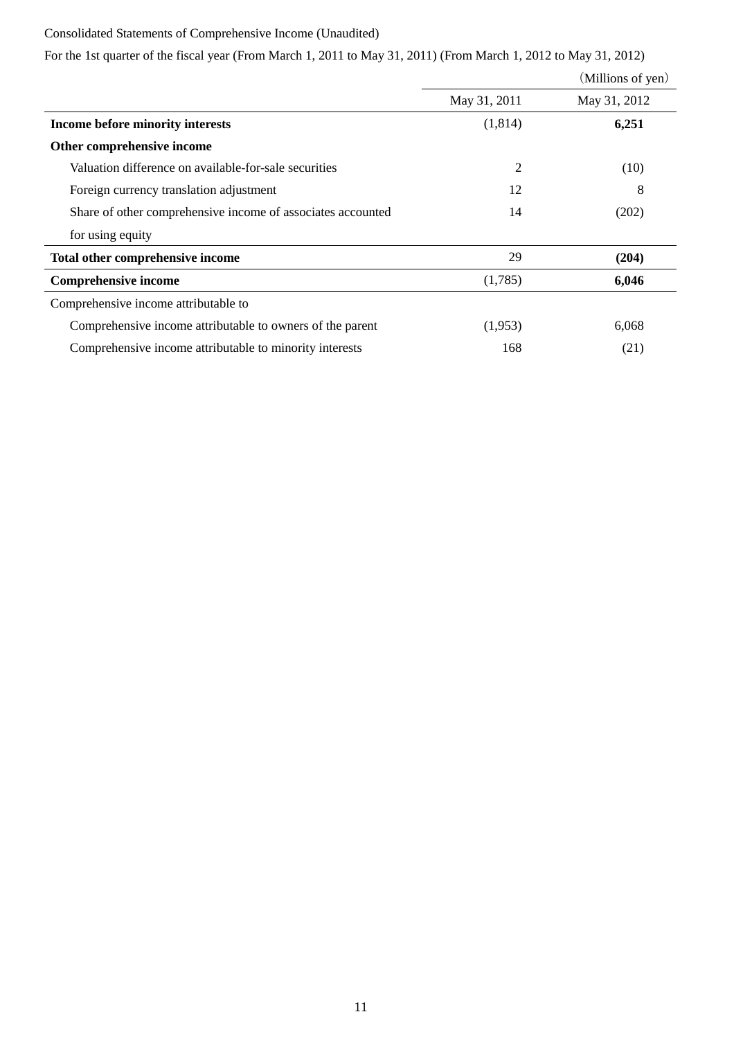Consolidated Statements of Comprehensive Income (Unaudited)

For the 1st quarter of the fiscal year (From March 1, 2011 to May 31, 2011) (From March 1, 2012 to May 31, 2012)

（Millions of yen）

| | May 31, 2011 | May 31, 2012 |
|---|---|---|
| **Income before minority interests** | (1,814) | **6,251** |
| **Other comprehensive income** | | |
| Valuation difference on available-for-sale securities | 2 | (10) |
| Foreign currency translation adjustment | 12 | 8 |
| Share of other comprehensive income of associates accounted for using equity | 14 | (202) |
| **Total other comprehensive income** | 29 | **(204)** |
| **Comprehensive income** | (1,785) | **6,046** |
| Comprehensive income attributable to | | |
| Comprehensive income attributable to owners of the parent | (1,953) | 6,068 |
| Comprehensive income attributable to minority interests | 168 | (21) |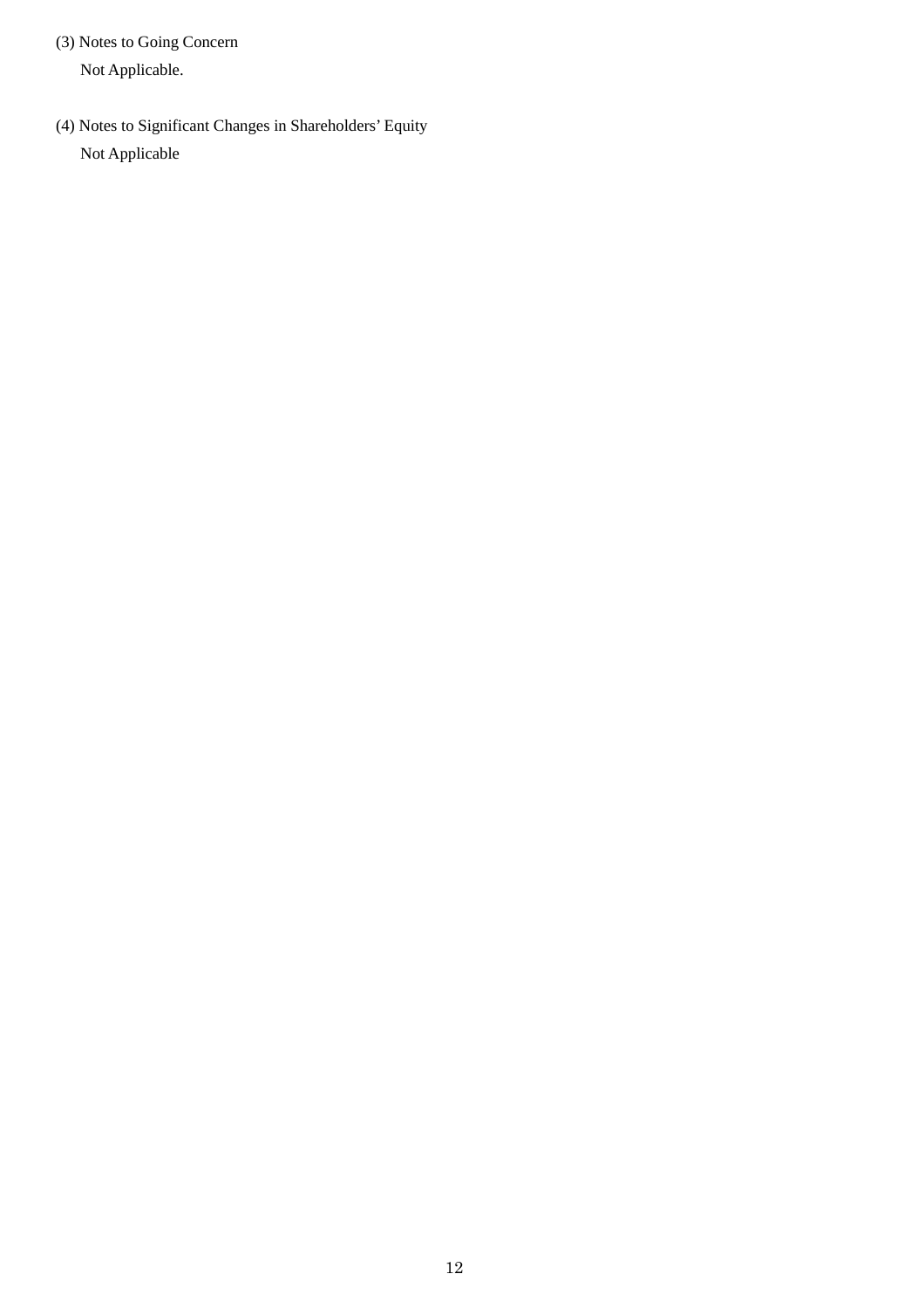(3) Notes to Going Concern

Not Applicable.

(4) Notes to Significant Changes in Shareholders' Equity

Not Applicable